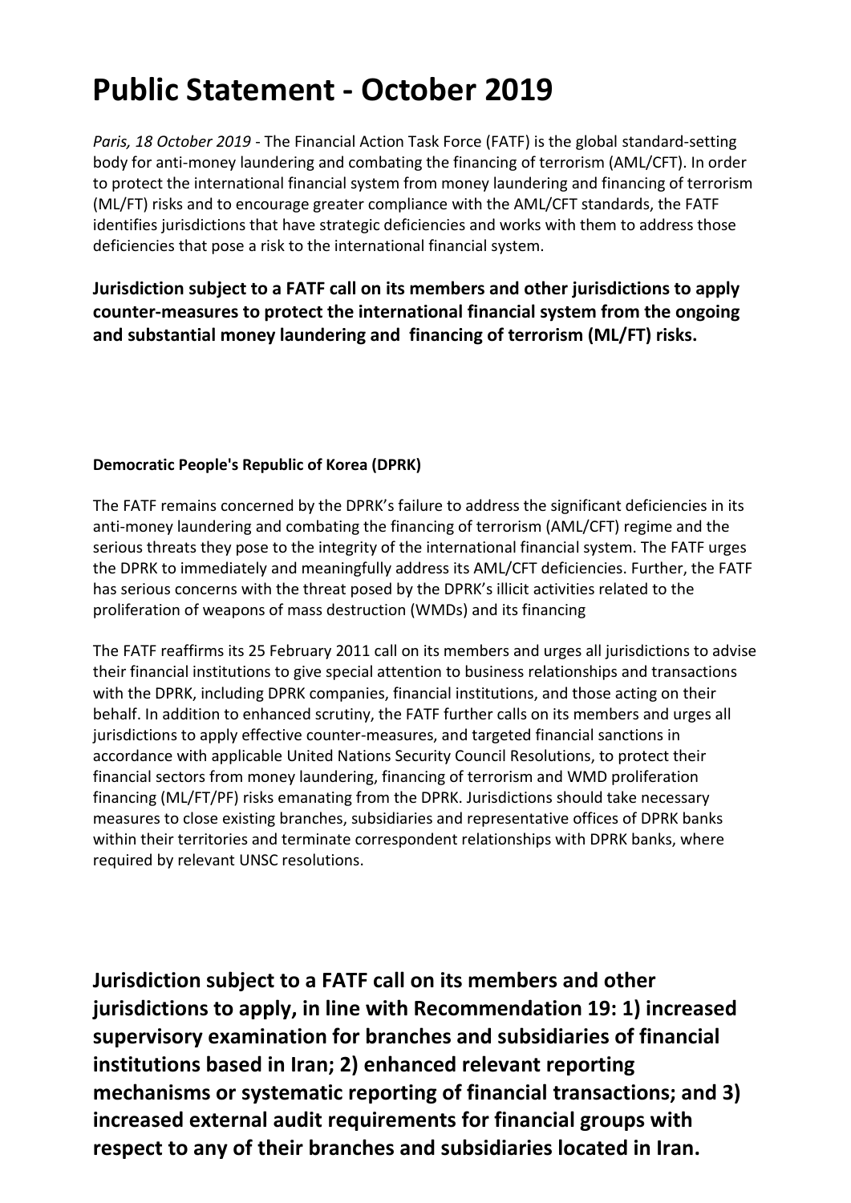# Public Statement - October 2019

*Paris, 18 October 2019* - The Financial Action Task Force (FATF) is the global standard-setting body for anti-money laundering and combating the financing of terrorism (AML/CFT). In order to protect the international financial system from money laundering and financing of terrorism (ML/FT) risks and to encourage greater compliance with the AML/CFT standards, the FATF identifies jurisdictions that have strategic deficiencies and works with them to address those deficiencies that pose a risk to the international financial system.

## Jurisdiction subject to a FATF call on its members and other jurisdictions to apply counter-measures to protect the international financial system from the ongoing and substantial money laundering and financing of terrorism (ML/FT) risks.

### Democratic People's Republic of Korea (DPRK)

The FATF remains concerned by the DPRK's failure to address the significant deficiencies in its anti-money laundering and combating the financing of terrorism (AML/CFT) regime and the serious threats they pose to the integrity of the international financial system. The FATF urges the DPRK to immediately and meaningfully address its AML/CFT deficiencies. Further, the FATF has serious concerns with the threat posed by the DPRK's illicit activities related to the proliferation of weapons of mass destruction (WMDs) and its financing

The FATF reaffirms its 25 February 2011 call on its members and urges all jurisdictions to advise their financial institutions to give special attention to business relationships and transactions with the DPRK, including DPRK companies, financial institutions, and those acting on their behalf. In addition to enhanced scrutiny, the FATF further calls on its members and urges all jurisdictions to apply effective counter-measures, and targeted financial sanctions in accordance with applicable United Nations Security Council Resolutions, to protect their financial sectors from money laundering, financing of terrorism and WMD proliferation financing (ML/FT/PF) risks emanating from the DPRK. Jurisdictions should take necessary measures to close existing branches, subsidiaries and representative offices of DPRK banks within their territories and terminate correspondent relationships with DPRK banks, where required by relevant UNSC resolutions.

## Jurisdiction subject to a FATF call on its members and other jurisdictions to apply, in line with Recommendation 19: 1) increased supervisory examination for branches and subsidiaries of financial institutions based in Iran; 2) enhanced relevant reporting mechanisms or systematic reporting of financial transactions; and 3) increased external audit requirements for financial groups with respect to any of their branches and subsidiaries located in Iran.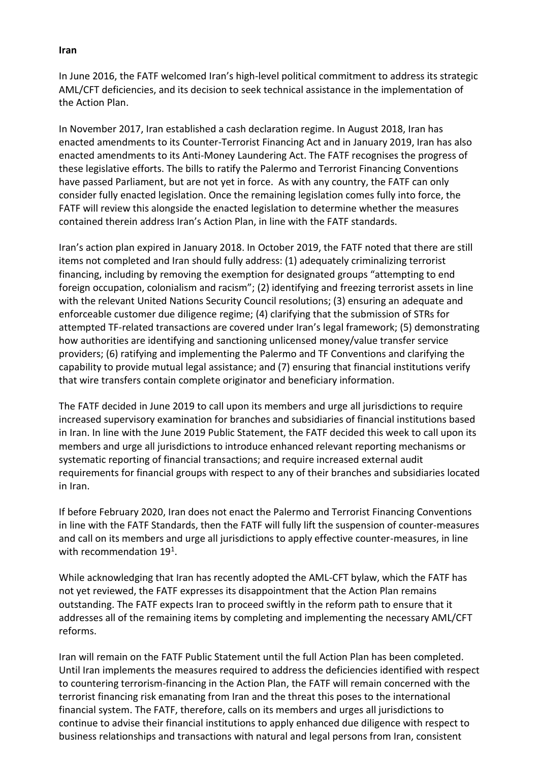**Iran**

In June 2016, the FATF welcomed Iran's high-level political commitment to address its strategic AML/CFT deficiencies, and its decision to seek technical assistance in the implementation of the Action Plan.

In November 2017, Iran established a cash declaration regime. In August 2018, Iran has enacted amendments to its Counter-Terrorist Financing Act and in January 2019, Iran has also enacted amendments to its Anti-Money Laundering Act. The FATF recognises the progress of these legislative efforts. The bills to ratify the Palermo and Terrorist Financing Conventions have passed Parliament, but are not yet in force. As with any country, the FATF can only consider fully enacted legislation. Once the remaining legislation comes fully into force, the FATF will review this alongside the enacted legislation to determine whether the measures contained therein address Iran's Action Plan, in line with the FATF standards.

Iran's action plan expired in January 2018. In October 2019, the FATF noted that there are still items not completed and Iran should fully address: (1) adequately criminalizing terrorist financing, including by removing the exemption for designated groups "attempting to end foreign occupation, colonialism and racism"; (2) identifying and freezing terrorist assets in line with the relevant United Nations Security Council resolutions; (3) ensuring an adequate and enforceable customer due diligence regime; (4) clarifying that the submission of STRs for attempted TF-related transactions are covered under Iran's legal framework; (5) demonstrating how authorities are identifying and sanctioning unlicensed money/value transfer service providers; (6) ratifying and implementing the Palermo and TF Conventions and clarifying the capability to provide mutual legal assistance; and (7) ensuring that financial institutions verify that wire transfers contain complete originator and beneficiary information.

The FATF decided in June 2019 to call upon its members and urge all jurisdictions to require increased supervisory examination for branches and subsidiaries of financial institutions based in Iran. In line with the June 2019 Public Statement, the FATF decided this week to call upon its members and urge all jurisdictions to introduce enhanced relevant reporting mechanisms or systematic reporting of financial transactions; and require increased external audit requirements for financial groups with respect to any of their branches and subsidiaries located in Iran.

If before February 2020, Iran does not enact the Palermo and Terrorist Financing Conventions in line with the FATF Standards, then the FATF will fully lift the suspension of counter-measures and call on its members and urge all jurisdictions to apply effective counter-measures, in line with recommendation 19[1].

While acknowledging that Iran has recently adopted the AML-CFT bylaw, which the FATF has not yet reviewed, the FATF expresses its disappointment that the Action Plan remains outstanding. The FATF expects Iran to proceed swiftly in the reform path to ensure that it addresses all of the remaining items by completing and implementing the necessary AML/CFT reforms.

Iran will remain on the FATF Public Statement until the full Action Plan has been completed. Until Iran implements the measures required to address the deficiencies identified with respect to countering terrorism-financing in the Action Plan, the FATF will remain concerned with the terrorist financing risk emanating from Iran and the threat this poses to the international financial system. The FATF, therefore, calls on its members and urges all jurisdictions to continue to advise their financial institutions to apply enhanced due diligence with respect to business relationships and transactions with natural and legal persons from Iran, consistent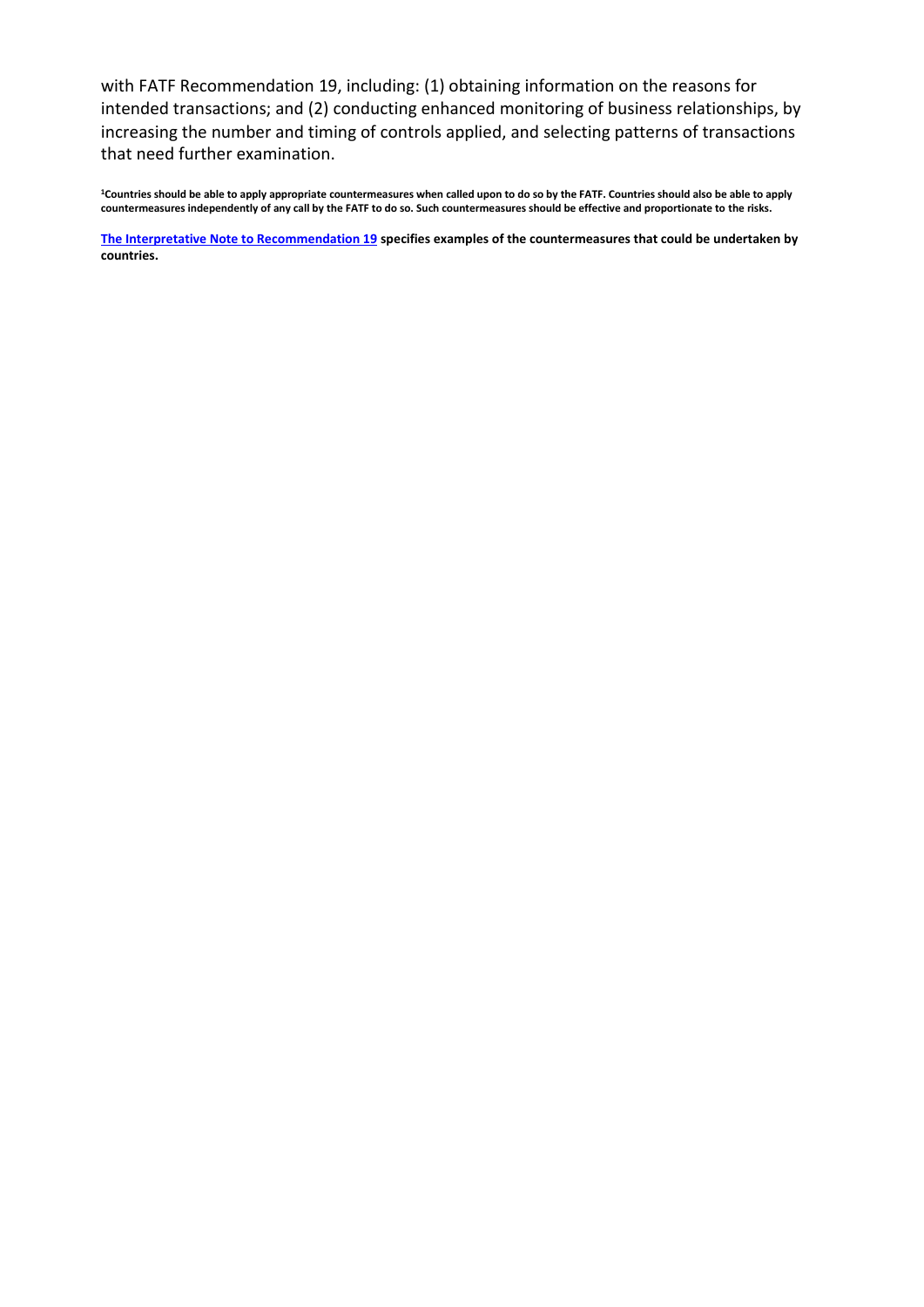with FATF Recommendation 19, including: (1) obtaining information on the reasons for intended transactions; and (2) conducting enhanced monitoring of business relationships, by increasing the number and timing of controls applied, and selecting patterns of transactions that need further examination.

**[1]Countries should be able to apply appropriate countermeasures when called upon to do so by the FATF. Countries should also be able to apply countermeasures independently of any call by the FATF to do so. Such countermeasures should be effective and proportionate to the risks.**

**The Interpretative Note to Recommendation 19 specifies examples of the countermeasures that could be undertaken by countries.**